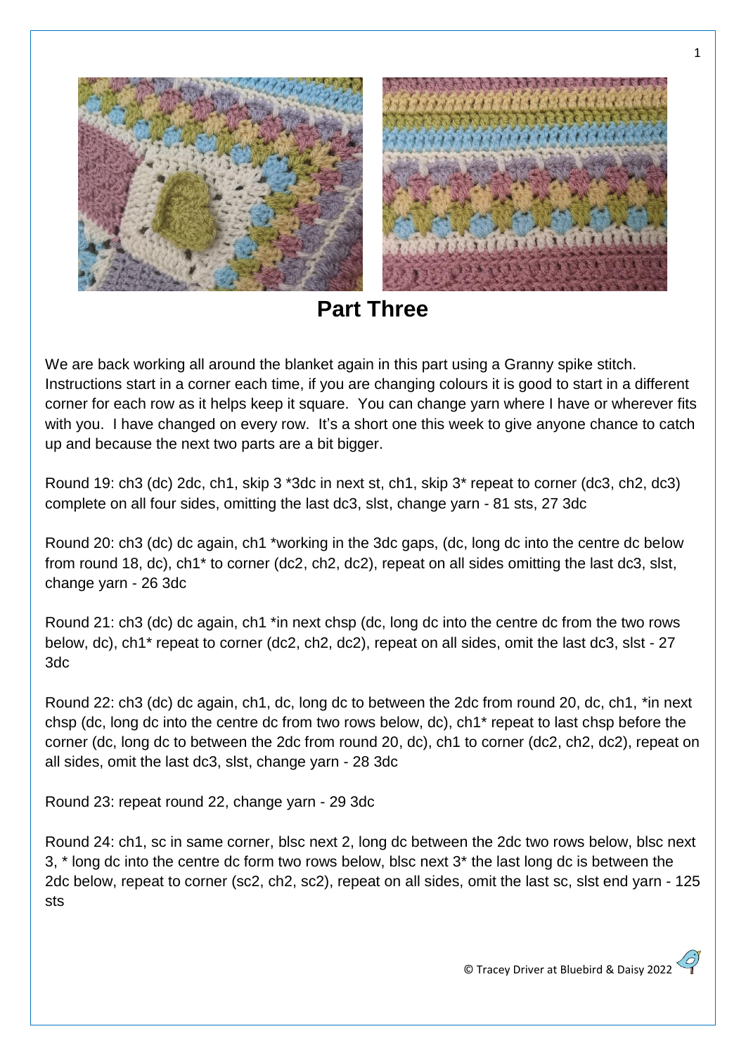# Part Three

We are back working all around the blanket again in this part using a Granny spike stitch. Instructions start in a corner each time, if you are changing colours it is good to start in a different corner for each row as it helps keep it square. You can change yarn where I have or wherever fits with you. I have changed on every row. It's a short one this week to give anyone chance to catch up and because the next two parts are a bit bigger.

Round 19: ch3 (dc) 2dc, ch1, skip 3 *3dc in next st, ch1, skip 3* repeat to corner (dc3, ch2, dc3) complete on all four sides, omitting the last dc3, slst, change yarn - 81 sts, 27 3dc

Round 20: ch3 (dc) dc again, ch1 *working in the 3dc gaps, (dc, long dc into the centre dc below from round 18, dc), ch1* to corner (dc2, ch2, dc2), repeat on all sides omitting the last dc3, slst, change yarn - 26 3dc

Round 21: ch3 (dc) dc again, ch1 *in next chsp (dc, long dc into the centre dc from the two rows below, dc), ch1* repeat to corner (dc2, ch2, dc2), repeat on all sides, omit the last dc3, slst - 27 3dc

Round 22: ch3 (dc) dc again, ch1, dc, long dc to between the 2dc from round 20, dc, ch1, *in next chsp (dc, long dc into the centre dc from two rows below, dc), ch1* repeat to last chsp before the corner (dc, long dc to between the 2dc from round 20, dc), ch1 to corner (dc2, ch2, dc2), repeat on all sides, omit the last dc3, slst, change yarn - 28 3dc

Round 23: repeat round 22, change yarn - 29 3dc

Round 24: ch1, sc in same corner, blsc next 2, long dc between the 2dc two rows below, blsc next 3, * long dc into the centre dc form two rows below, blsc next 3* the last long dc is between the 2dc below, repeat to corner (sc2, ch2, sc2), repeat on all sides, omit the last sc, slst end yarn - 125 sts

© Tracey Driver at Bluebird & Daisy 2022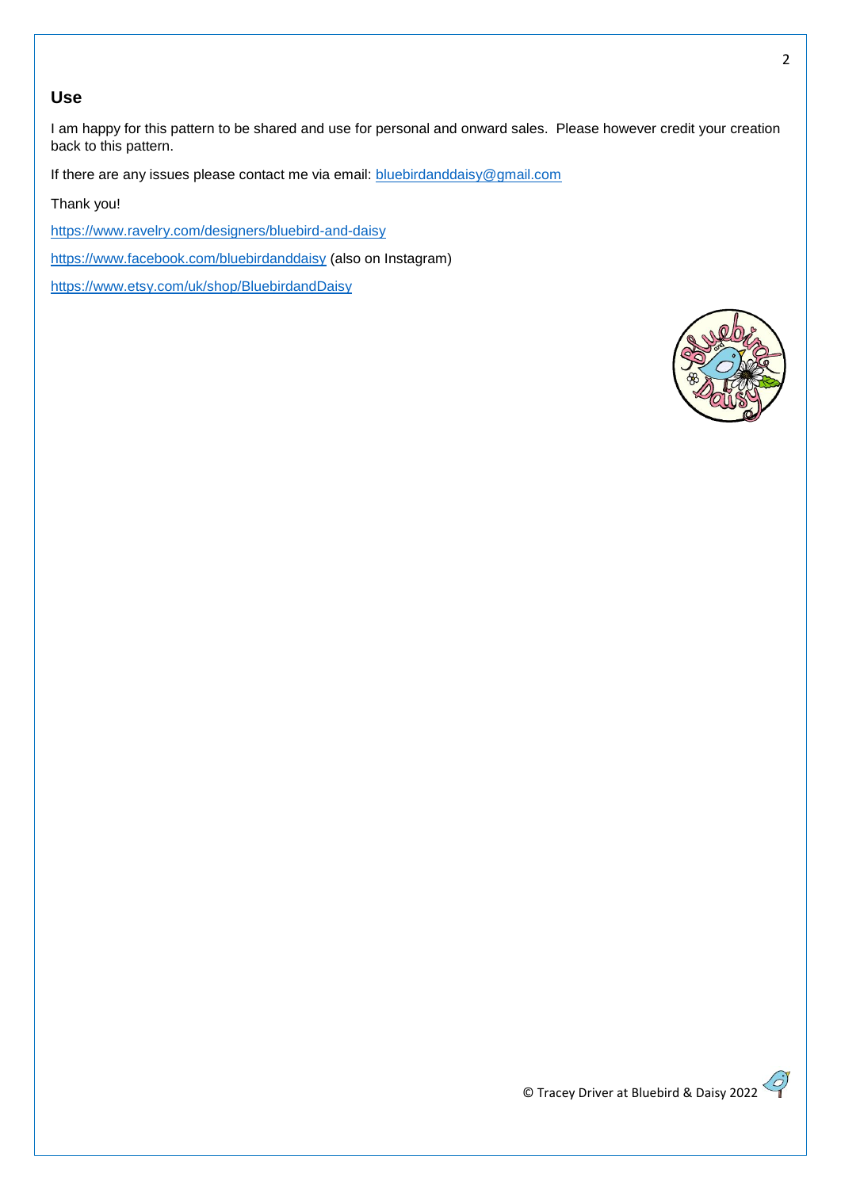## Use

I am happy for this pattern to be shared and use for personal and onward sales. Please however credit your creation back to this pattern.

If there are any issues please contact me via email: bluebirdanddaisy@gmail.com

Thank you!

https://www.ravelry.com/designers/bluebird-and-daisy

https://www.facebook.com/bluebirdanddaisy (also on Instagram)

https://www.etsy.com/uk/shop/BluebirdandDaisy

© Tracey Driver at Bluebird & Daisy 2022